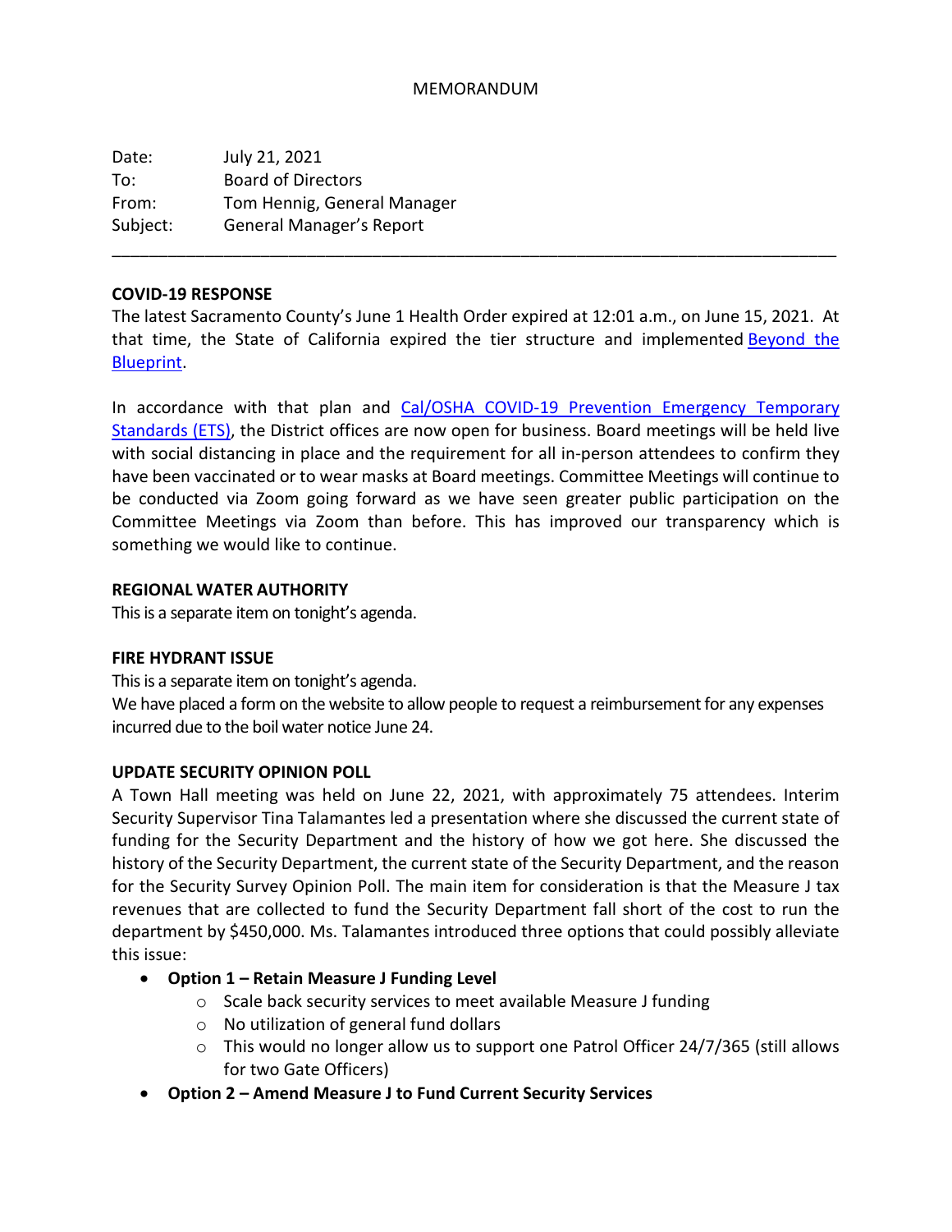MEMORANDUM

Date: July 21, 2021
To: Board of Directors
From: Tom Hennig, General Manager
Subject: General Manager's Report

---

**COVID-19 RESPONSE**

The latest Sacramento County's June 1 Health Order expired at 12:01 a.m., on June 15, 2021. At that time, the State of California expired the tier structure and implemented Beyond the Blueprint.

In accordance with that plan and Cal/OSHA COVID-19 Prevention Emergency Temporary Standards (ETS), the District offices are now open for business. Board meetings will be held live with social distancing in place and the requirement for all in-person attendees to confirm they have been vaccinated or to wear masks at Board meetings. Committee Meetings will continue to be conducted via Zoom going forward as we have seen greater public participation on the Committee Meetings via Zoom than before. This has improved our transparency which is something we would like to continue.

**REGIONAL WATER AUTHORITY**

This is a separate item on tonight's agenda.

**FIRE HYDRANT ISSUE**

This is a separate item on tonight's agenda.
We have placed a form on the website to allow people to request a reimbursement for any expenses incurred due to the boil water notice June 24.

**UPDATE SECURITY OPINION POLL**

A Town Hall meeting was held on June 22, 2021, with approximately 75 attendees. Interim Security Supervisor Tina Talamantes led a presentation where she discussed the current state of funding for the Security Department and the history of how we got here. She discussed the history of the Security Department, the current state of the Security Department, and the reason for the Security Survey Opinion Poll. The main item for consideration is that the Measure J tax revenues that are collected to fund the Security Department fall short of the cost to run the department by $450,000. Ms. Talamantes introduced three options that could possibly alleviate this issue:

- **Option 1 – Retain Measure J Funding Level**
  - Scale back security services to meet available Measure J funding
  - No utilization of general fund dollars
  - This would no longer allow us to support one Patrol Officer 24/7/365 (still allows for two Gate Officers)
- **Option 2 – Amend Measure J to Fund Current Security Services**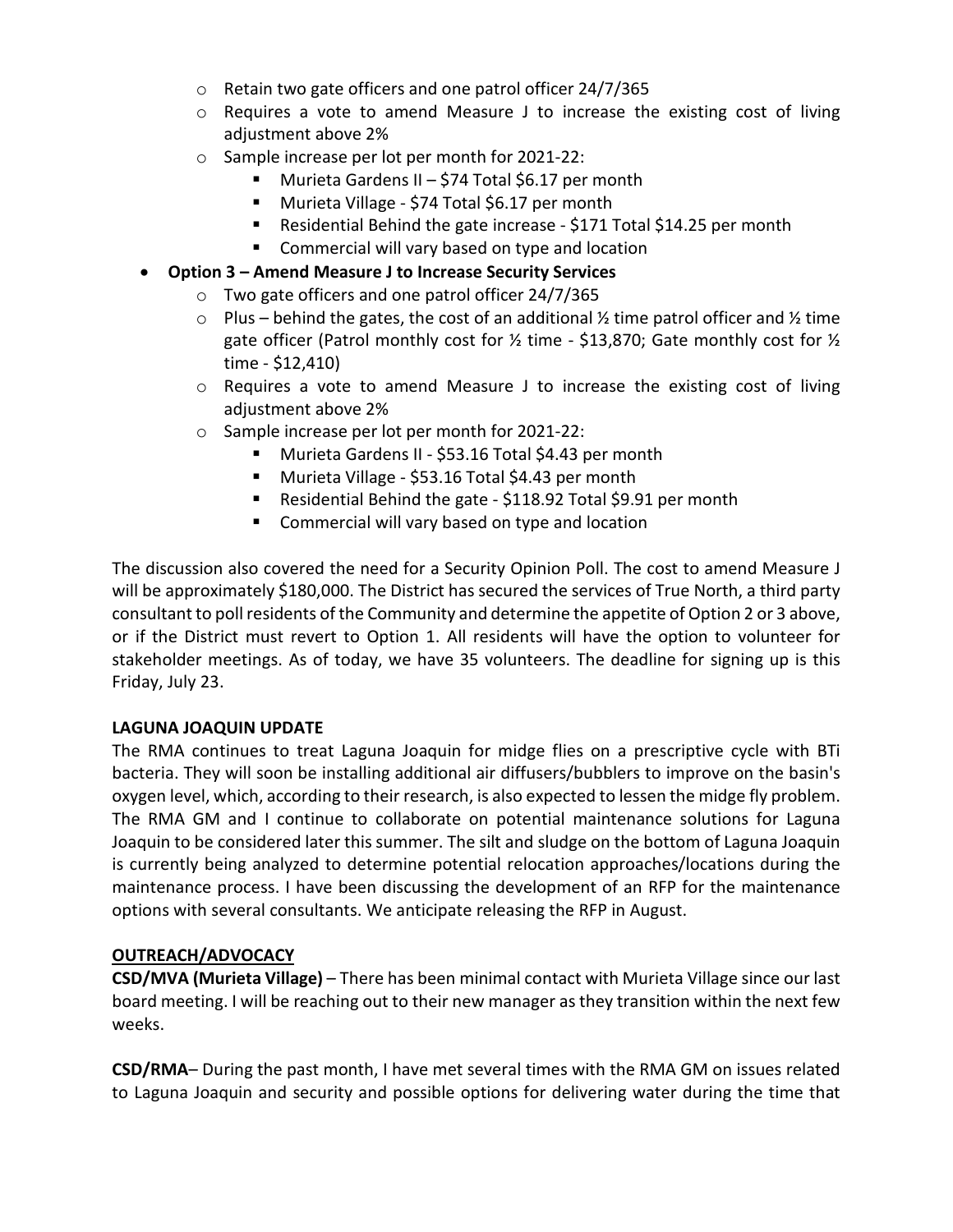- Retain two gate officers and one patrol officer 24/7/365
  - Requires a vote to amend Measure J to increase the existing cost of living adjustment above 2%
  - Sample increase per lot per month for 2021-22:
    - Murieta Gardens II – $74 Total $6.17 per month
    - Murieta Village - $74 Total $6.17 per month
    - Residential Behind the gate increase - $171 Total $14.25 per month
    - Commercial will vary based on type and location
- **Option 3 – Amend Measure J to Increase Security Services**
  - Two gate officers and one patrol officer 24/7/365
  - Plus – behind the gates, the cost of an additional ½ time patrol officer and ½ time gate officer (Patrol monthly cost for ½ time - $13,870; Gate monthly cost for ½ time - $12,410)
  - Requires a vote to amend Measure J to increase the existing cost of living adjustment above 2%
  - Sample increase per lot per month for 2021-22:
    - Murieta Gardens II - $53.16 Total $4.43 per month
    - Murieta Village - $53.16 Total $4.43 per month
    - Residential Behind the gate - $118.92 Total $9.91 per month
    - Commercial will vary based on type and location

The discussion also covered the need for a Security Opinion Poll. The cost to amend Measure J will be approximately $180,000. The District has secured the services of True North, a third party consultant to poll residents of the Community and determine the appetite of Option 2 or 3 above, or if the District must revert to Option 1. All residents will have the option to volunteer for stakeholder meetings. As of today, we have 35 volunteers. The deadline for signing up is this Friday, July 23.

**LAGUNA JOAQUIN UPDATE**

The RMA continues to treat Laguna Joaquin for midge flies on a prescriptive cycle with BTi bacteria. They will soon be installing additional air diffusers/bubblers to improve on the basin's oxygen level, which, according to their research, is also expected to lessen the midge fly problem. The RMA GM and I continue to collaborate on potential maintenance solutions for Laguna Joaquin to be considered later this summer. The silt and sludge on the bottom of Laguna Joaquin is currently being analyzed to determine potential relocation approaches/locations during the maintenance process. I have been discussing the development of an RFP for the maintenance options with several consultants. We anticipate releasing the RFP in August.

**OUTREACH/ADVOCACY**

**CSD/MVA (Murieta Village)** – There has been minimal contact with Murieta Village since our last board meeting. I will be reaching out to their new manager as they transition within the next few weeks.

**CSD/RMA**– During the past month, I have met several times with the RMA GM on issues related to Laguna Joaquin and security and possible options for delivering water during the time that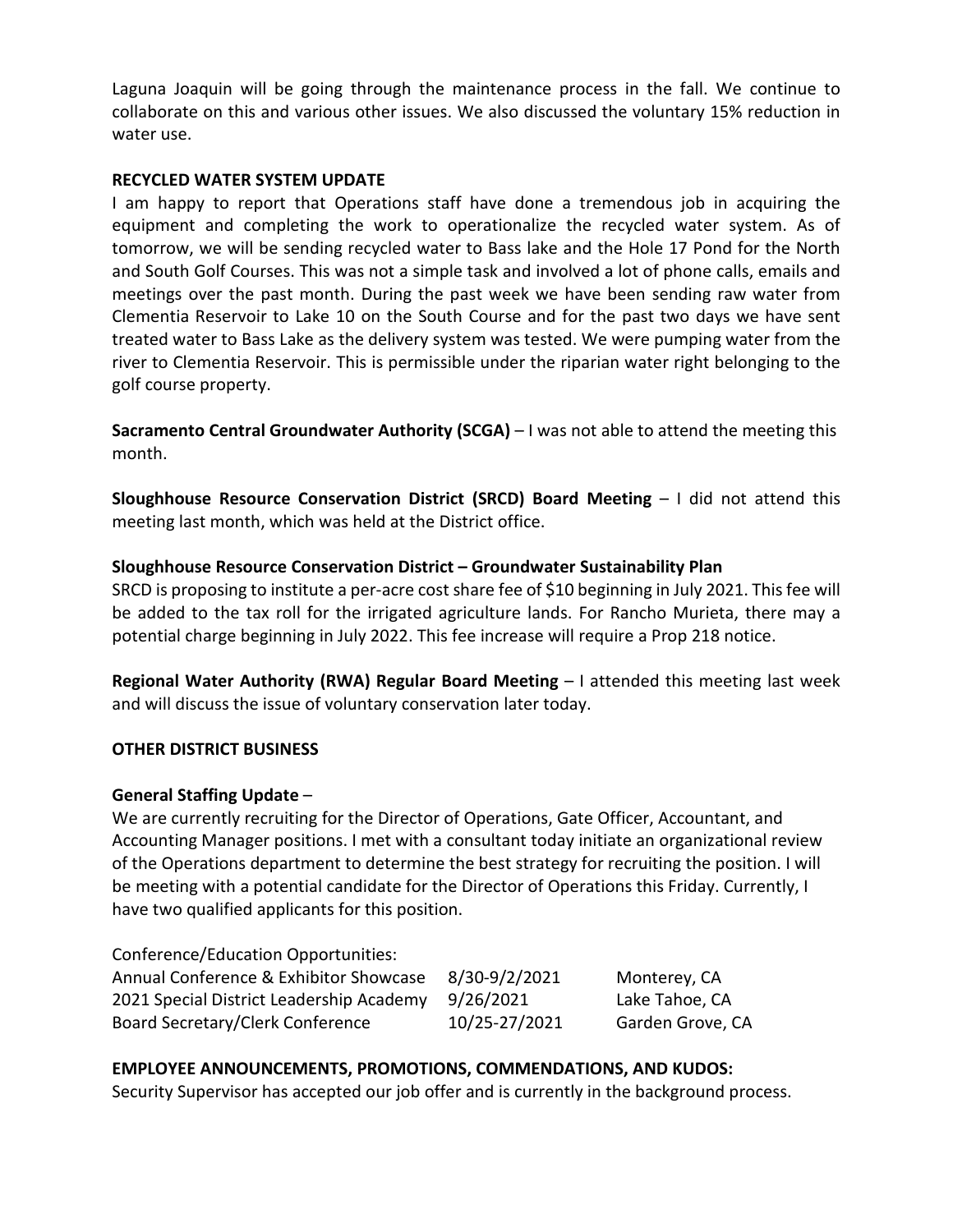Laguna Joaquin will be going through the maintenance process in the fall. We continue to collaborate on this and various other issues. We also discussed the voluntary 15% reduction in water use.

**RECYCLED WATER SYSTEM UPDATE**

I am happy to report that Operations staff have done a tremendous job in acquiring the equipment and completing the work to operationalize the recycled water system. As of tomorrow, we will be sending recycled water to Bass lake and the Hole 17 Pond for the North and South Golf Courses. This was not a simple task and involved a lot of phone calls, emails and meetings over the past month. During the past week we have been sending raw water from Clementia Reservoir to Lake 10 on the South Course and for the past two days we have sent treated water to Bass Lake as the delivery system was tested. We were pumping water from the river to Clementia Reservoir. This is permissible under the riparian water right belonging to the golf course property.

**Sacramento Central Groundwater Authority (SCGA)** – I was not able to attend the meeting this month.

**Sloughhouse Resource Conservation District (SRCD) Board Meeting** – I did not attend this meeting last month, which was held at the District office.

**Sloughhouse Resource Conservation District – Groundwater Sustainability Plan**

SRCD is proposing to institute a per-acre cost share fee of $10 beginning in July 2021. This fee will be added to the tax roll for the irrigated agriculture lands. For Rancho Murieta, there may a potential charge beginning in July 2022. This fee increase will require a Prop 218 notice.

**Regional Water Authority (RWA) Regular Board Meeting** – I attended this meeting last week and will discuss the issue of voluntary conservation later today.

**OTHER DISTRICT BUSINESS**

**General Staffing Update** –

We are currently recruiting for the Director of Operations, Gate Officer, Accountant, and Accounting Manager positions. I met with a consultant today initiate an organizational review of the Operations department to determine the best strategy for recruiting the position. I will be meeting with a potential candidate for the Director of Operations this Friday. Currently, I have two qualified applicants for this position.

Conference/Education Opportunities:

| | | |
|---|---|---|
| Annual Conference & Exhibitor Showcase | 8/30-9/2/2021 | Monterey, CA |
| 2021 Special District Leadership Academy | 9/26/2021 | Lake Tahoe, CA |
| Board Secretary/Clerk Conference | 10/25-27/2021 | Garden Grove, CA |

**EMPLOYEE ANNOUNCEMENTS, PROMOTIONS, COMMENDATIONS, AND KUDOS:**

Security Supervisor has accepted our job offer and is currently in the background process.